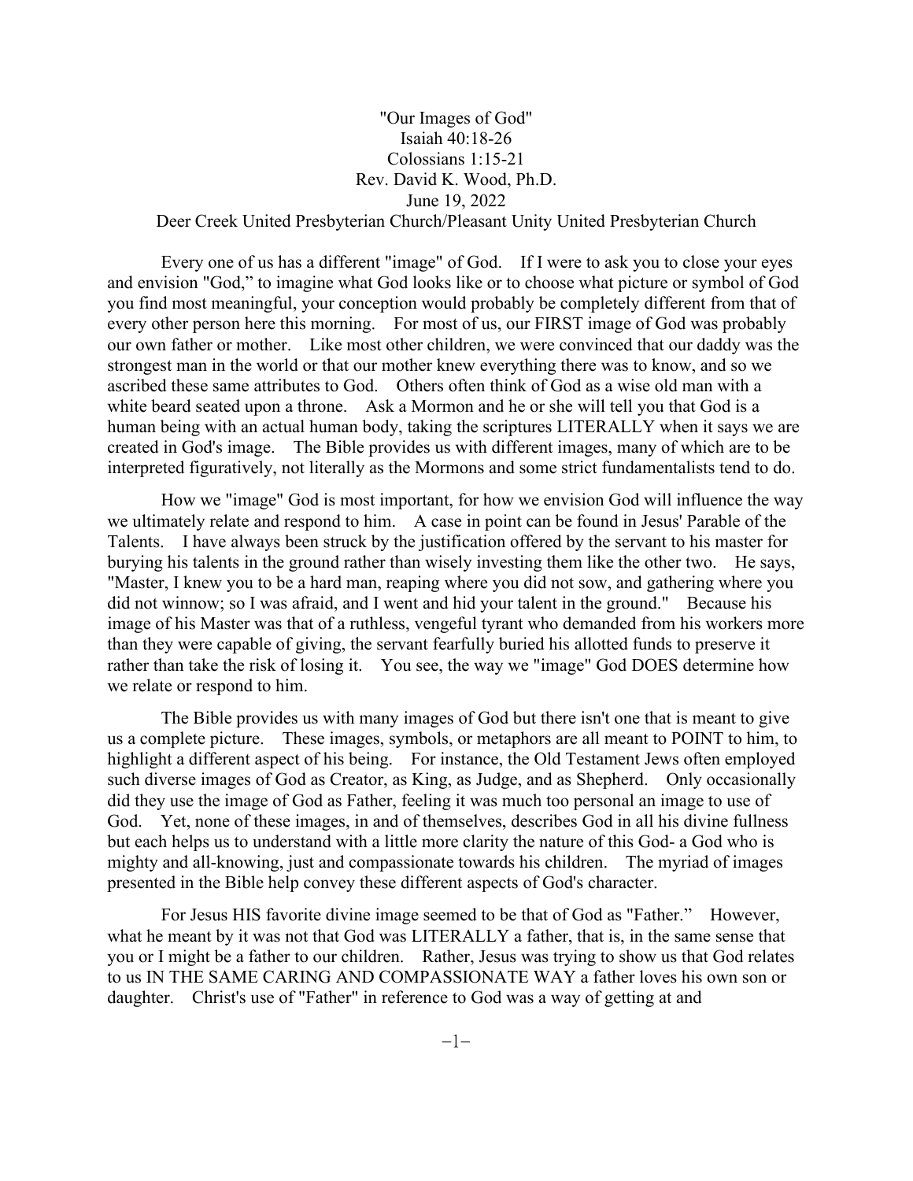# "Our Images of God"

Isaiah 40:18-26
Colossians 1:15-21
Rev. David K. Wood, Ph.D.
June 19, 2022
Deer Creek United Presbyterian Church/Pleasant Unity United Presbyterian Church

Every one of us has a different "image" of God. If I were to ask you to close your eyes and envision "God," to imagine what God looks like or to choose what picture or symbol of God you find most meaningful, your conception would probably be completely different from that of every other person here this morning. For most of us, our FIRST image of God was probably our own father or mother. Like most other children, we were convinced that our daddy was the strongest man in the world or that our mother knew everything there was to know, and so we ascribed these same attributes to God. Others often think of God as a wise old man with a white beard seated upon a throne. Ask a Mormon and he or she will tell you that God is a human being with an actual human body, taking the scriptures LITERALLY when it says we are created in God's image. The Bible provides us with different images, many of which are to be interpreted figuratively, not literally as the Mormons and some strict fundamentalists tend to do.

How we "image" God is most important, for how we envision God will influence the way we ultimately relate and respond to him. A case in point can be found in Jesus' Parable of the Talents. I have always been struck by the justification offered by the servant to his master for burying his talents in the ground rather than wisely investing them like the other two. He says, "Master, I knew you to be a hard man, reaping where you did not sow, and gathering where you did not winnow; so I was afraid, and I went and hid your talent in the ground." Because his image of his Master was that of a ruthless, vengeful tyrant who demanded from his workers more than they were capable of giving, the servant fearfully buried his allotted funds to preserve it rather than take the risk of losing it. You see, the way we "image" God DOES determine how we relate or respond to him.

The Bible provides us with many images of God but there isn't one that is meant to give us a complete picture. These images, symbols, or metaphors are all meant to POINT to him, to highlight a different aspect of his being. For instance, the Old Testament Jews often employed such diverse images of God as Creator, as King, as Judge, and as Shepherd. Only occasionally did they use the image of God as Father, feeling it was much too personal an image to use of God. Yet, none of these images, in and of themselves, describes God in all his divine fullness but each helps us to understand with a little more clarity the nature of this God- a God who is mighty and all-knowing, just and compassionate towards his children. The myriad of images presented in the Bible help convey these different aspects of God's character.

For Jesus HIS favorite divine image seemed to be that of God as "Father." However, what he meant by it was not that God was LITERALLY a father, that is, in the same sense that you or I might be a father to our children. Rather, Jesus was trying to show us that God relates to us IN THE SAME CARING AND COMPASSIONATE WAY a father loves his own son or daughter. Christ's use of "Father" in reference to God was a way of getting at and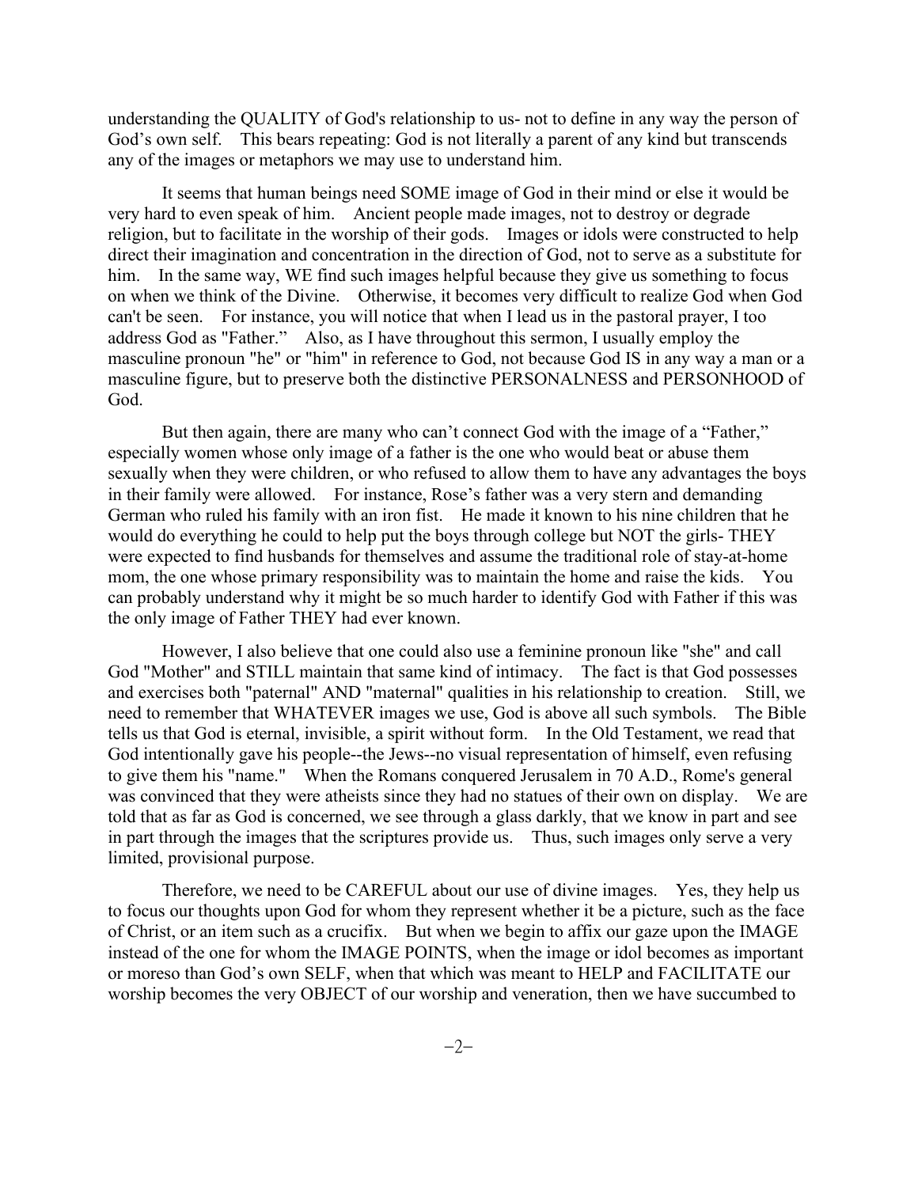understanding the QUALITY of God's relationship to us- not to define in any way the person of God's own self. This bears repeating: God is not literally a parent of any kind but transcends any of the images or metaphors we may use to understand him.

It seems that human beings need SOME image of God in their mind or else it would be very hard to even speak of him. Ancient people made images, not to destroy or degrade religion, but to facilitate in the worship of their gods. Images or idols were constructed to help direct their imagination and concentration in the direction of God, not to serve as a substitute for him. In the same way, WE find such images helpful because they give us something to focus on when we think of the Divine. Otherwise, it becomes very difficult to realize God when God can't be seen. For instance, you will notice that when I lead us in the pastoral prayer, I too address God as "Father." Also, as I have throughout this sermon, I usually employ the masculine pronoun "he" or "him" in reference to God, not because God IS in any way a man or a masculine figure, but to preserve both the distinctive PERSONALNESS and PERSONHOOD of God.

But then again, there are many who can't connect God with the image of a "Father," especially women whose only image of a father is the one who would beat or abuse them sexually when they were children, or who refused to allow them to have any advantages the boys in their family were allowed. For instance, Rose's father was a very stern and demanding German who ruled his family with an iron fist. He made it known to his nine children that he would do everything he could to help put the boys through college but NOT the girls- THEY were expected to find husbands for themselves and assume the traditional role of stay-at-home mom, the one whose primary responsibility was to maintain the home and raise the kids. You can probably understand why it might be so much harder to identify God with Father if this was the only image of Father THEY had ever known.

However, I also believe that one could also use a feminine pronoun like "she" and call God "Mother" and STILL maintain that same kind of intimacy. The fact is that God possesses and exercises both "paternal" AND "maternal" qualities in his relationship to creation. Still, we need to remember that WHATEVER images we use, God is above all such symbols. The Bible tells us that God is eternal, invisible, a spirit without form. In the Old Testament, we read that God intentionally gave his people--the Jews--no visual representation of himself, even refusing to give them his "name." When the Romans conquered Jerusalem in 70 A.D., Rome's general was convinced that they were atheists since they had no statues of their own on display. We are told that as far as God is concerned, we see through a glass darkly, that we know in part and see in part through the images that the scriptures provide us. Thus, such images only serve a very limited, provisional purpose.

Therefore, we need to be CAREFUL about our use of divine images. Yes, they help us to focus our thoughts upon God for whom they represent whether it be a picture, such as the face of Christ, or an item such as a crucifix. But when we begin to affix our gaze upon the IMAGE instead of the one for whom the IMAGE POINTS, when the image or idol becomes as important or moreso than God's own SELF, when that which was meant to HELP and FACILITATE our worship becomes the very OBJECT of our worship and veneration, then we have succumbed to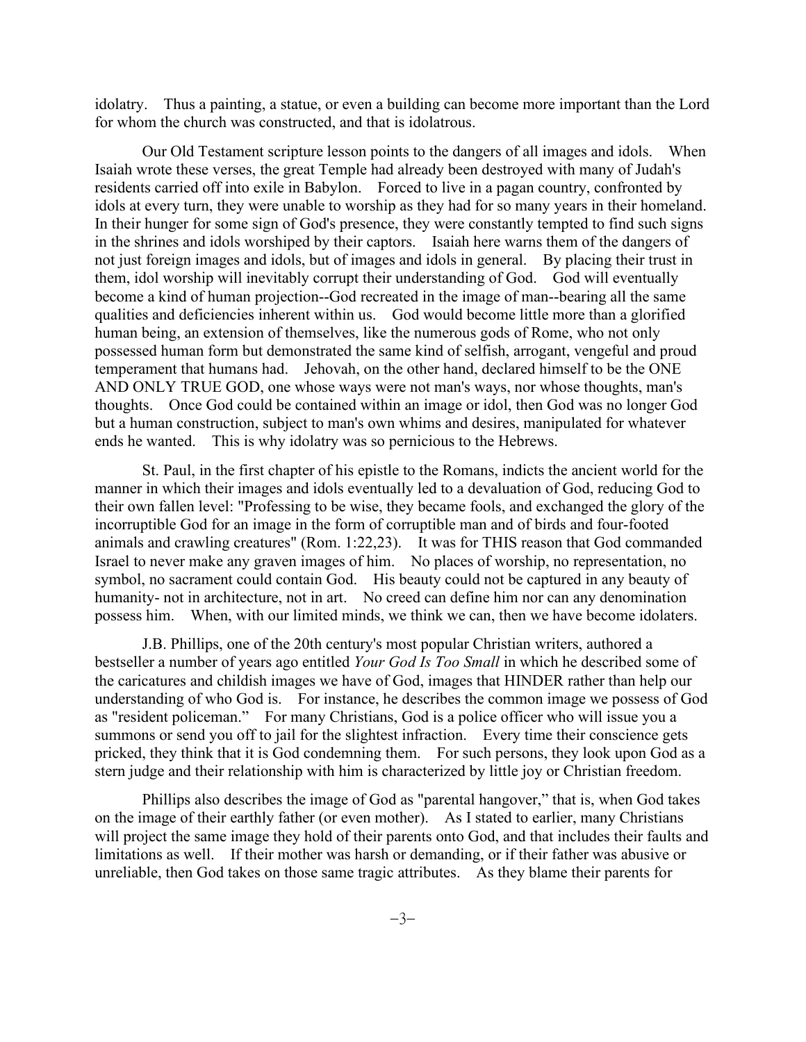idolatry. Thus a painting, a statue, or even a building can become more important than the Lord for whom the church was constructed, and that is idolatrous.

Our Old Testament scripture lesson points to the dangers of all images and idols. When Isaiah wrote these verses, the great Temple had already been destroyed with many of Judah's residents carried off into exile in Babylon. Forced to live in a pagan country, confronted by idols at every turn, they were unable to worship as they had for so many years in their homeland. In their hunger for some sign of God's presence, they were constantly tempted to find such signs in the shrines and idols worshiped by their captors. Isaiah here warns them of the dangers of not just foreign images and idols, but of images and idols in general. By placing their trust in them, idol worship will inevitably corrupt their understanding of God. God will eventually become a kind of human projection--God recreated in the image of man--bearing all the same qualities and deficiencies inherent within us. God would become little more than a glorified human being, an extension of themselves, like the numerous gods of Rome, who not only possessed human form but demonstrated the same kind of selfish, arrogant, vengeful and proud temperament that humans had. Jehovah, on the other hand, declared himself to be the ONE AND ONLY TRUE GOD, one whose ways were not man's ways, nor whose thoughts, man's thoughts. Once God could be contained within an image or idol, then God was no longer God but a human construction, subject to man's own whims and desires, manipulated for whatever ends he wanted. This is why idolatry was so pernicious to the Hebrews.

St. Paul, in the first chapter of his epistle to the Romans, indicts the ancient world for the manner in which their images and idols eventually led to a devaluation of God, reducing God to their own fallen level: "Professing to be wise, they became fools, and exchanged the glory of the incorruptible God for an image in the form of corruptible man and of birds and four-footed animals and crawling creatures" (Rom. 1:22,23). It was for THIS reason that God commanded Israel to never make any graven images of him. No places of worship, no representation, no symbol, no sacrament could contain God. His beauty could not be captured in any beauty of humanity- not in architecture, not in art. No creed can define him nor can any denomination possess him. When, with our limited minds, we think we can, then we have become idolaters.

J.B. Phillips, one of the 20th century's most popular Christian writers, authored a bestseller a number of years ago entitled *Your God Is Too Small* in which he described some of the caricatures and childish images we have of God, images that HINDER rather than help our understanding of who God is. For instance, he describes the common image we possess of God as "resident policeman." For many Christians, God is a police officer who will issue you a summons or send you off to jail for the slightest infraction. Every time their conscience gets pricked, they think that it is God condemning them. For such persons, they look upon God as a stern judge and their relationship with him is characterized by little joy or Christian freedom.

Phillips also describes the image of God as "parental hangover," that is, when God takes on the image of their earthly father (or even mother). As I stated to earlier, many Christians will project the same image they hold of their parents onto God, and that includes their faults and limitations as well. If their mother was harsh or demanding, or if their father was abusive or unreliable, then God takes on those same tragic attributes. As they blame their parents for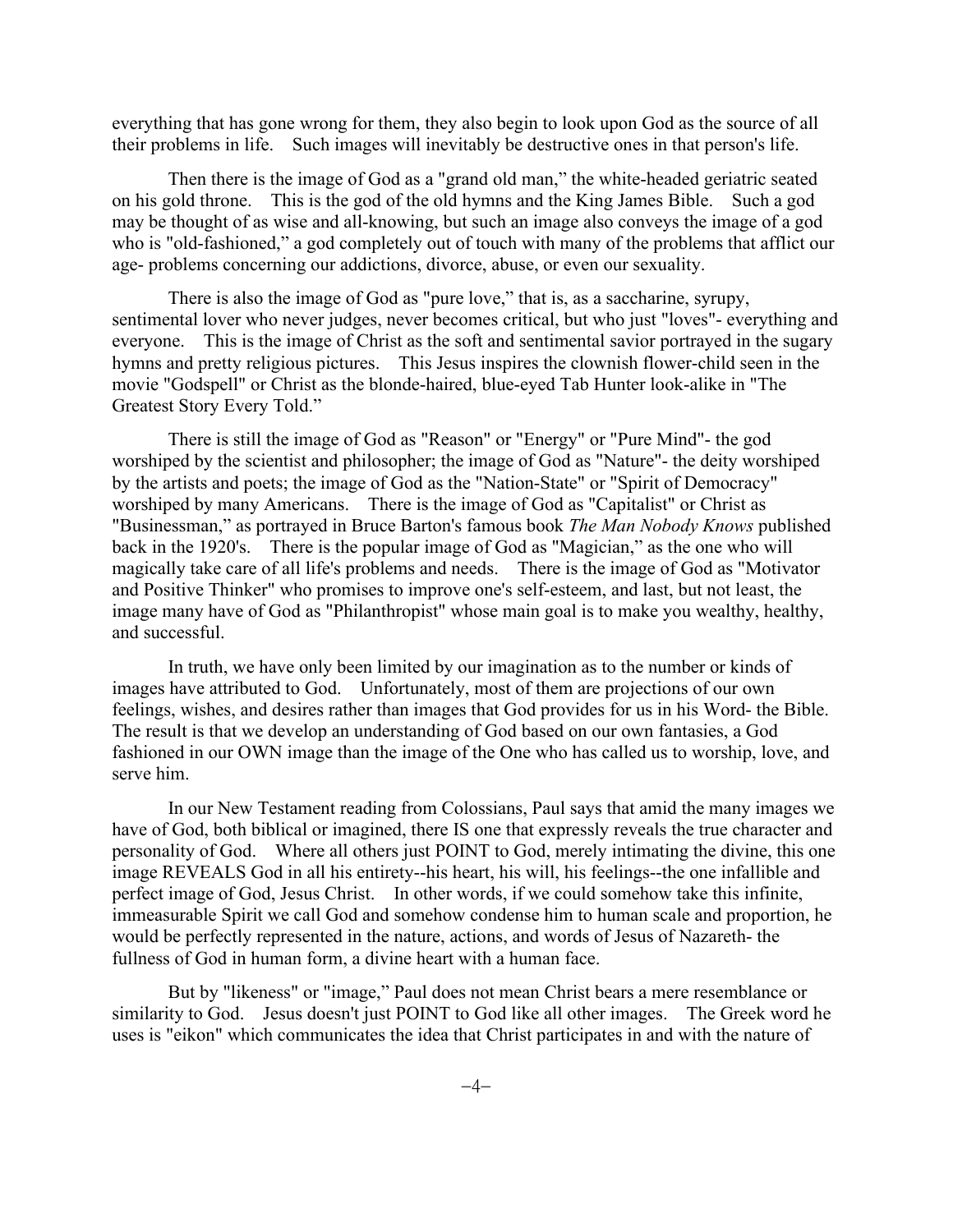everything that has gone wrong for them, they also begin to look upon God as the source of all their problems in life. Such images will inevitably be destructive ones in that person's life.

Then there is the image of God as a "grand old man," the white-headed geriatric seated on his gold throne. This is the god of the old hymns and the King James Bible. Such a god may be thought of as wise and all-knowing, but such an image also conveys the image of a god who is "old-fashioned," a god completely out of touch with many of the problems that afflict our age- problems concerning our addictions, divorce, abuse, or even our sexuality.

There is also the image of God as "pure love," that is, as a saccharine, syrupy, sentimental lover who never judges, never becomes critical, but who just "loves"- everything and everyone. This is the image of Christ as the soft and sentimental savior portrayed in the sugary hymns and pretty religious pictures. This Jesus inspires the clownish flower-child seen in the movie "Godspell" or Christ as the blonde-haired, blue-eyed Tab Hunter look-alike in "The Greatest Story Every Told."

There is still the image of God as "Reason" or "Energy" or "Pure Mind"- the god worshiped by the scientist and philosopher; the image of God as "Nature"- the deity worshiped by the artists and poets; the image of God as the "Nation-State" or "Spirit of Democracy" worshiped by many Americans. There is the image of God as "Capitalist" or Christ as "Businessman," as portrayed in Bruce Barton's famous book *The Man Nobody Knows* published back in the 1920's. There is the popular image of God as "Magician," as the one who will magically take care of all life's problems and needs. There is the image of God as "Motivator and Positive Thinker" who promises to improve one's self-esteem, and last, but not least, the image many have of God as "Philanthropist" whose main goal is to make you wealthy, healthy, and successful.

In truth, we have only been limited by our imagination as to the number or kinds of images have attributed to God. Unfortunately, most of them are projections of our own feelings, wishes, and desires rather than images that God provides for us in his Word- the Bible. The result is that we develop an understanding of God based on our own fantasies, a God fashioned in our OWN image than the image of the One who has called us to worship, love, and serve him.

In our New Testament reading from Colossians, Paul says that amid the many images we have of God, both biblical or imagined, there IS one that expressly reveals the true character and personality of God. Where all others just POINT to God, merely intimating the divine, this one image REVEALS God in all his entirety--his heart, his will, his feelings--the one infallible and perfect image of God, Jesus Christ. In other words, if we could somehow take this infinite, immeasurable Spirit we call God and somehow condense him to human scale and proportion, he would be perfectly represented in the nature, actions, and words of Jesus of Nazareth- the fullness of God in human form, a divine heart with a human face.

But by "likeness" or "image," Paul does not mean Christ bears a mere resemblance or similarity to God. Jesus doesn't just POINT to God like all other images. The Greek word he uses is "eikon" which communicates the idea that Christ participates in and with the nature of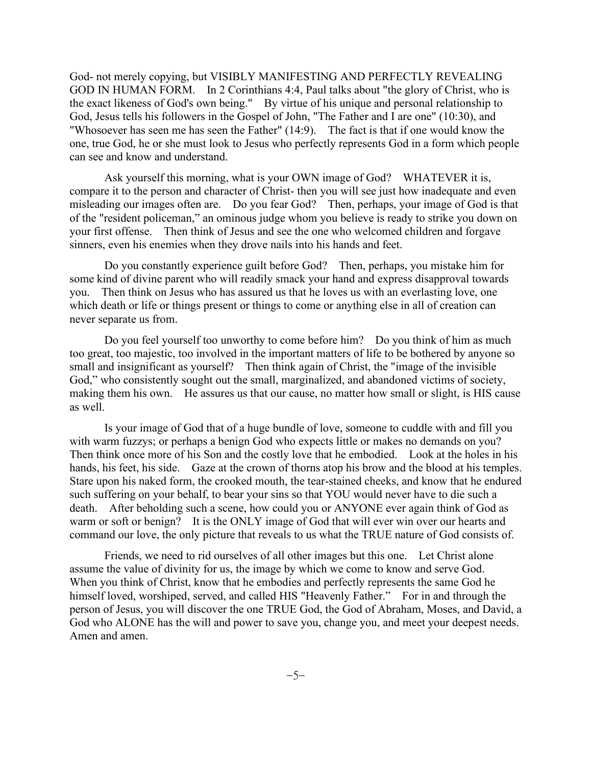God- not merely copying, but VISIBLY MANIFESTING AND PERFECTLY REVEALING GOD IN HUMAN FORM. In 2 Corinthians 4:4, Paul talks about "the glory of Christ, who is the exact likeness of God's own being." By virtue of his unique and personal relationship to God, Jesus tells his followers in the Gospel of John, "The Father and I are one" (10:30), and "Whosoever has seen me has seen the Father" (14:9). The fact is that if one would know the one, true God, he or she must look to Jesus who perfectly represents God in a form which people can see and know and understand.

Ask yourself this morning, what is your OWN image of God? WHATEVER it is, compare it to the person and character of Christ- then you will see just how inadequate and even misleading our images often are. Do you fear God? Then, perhaps, your image of God is that of the "resident policeman," an ominous judge whom you believe is ready to strike you down on your first offense. Then think of Jesus and see the one who welcomed children and forgave sinners, even his enemies when they drove nails into his hands and feet.

Do you constantly experience guilt before God? Then, perhaps, you mistake him for some kind of divine parent who will readily smack your hand and express disapproval towards you. Then think on Jesus who has assured us that he loves us with an everlasting love, one which death or life or things present or things to come or anything else in all of creation can never separate us from.

Do you feel yourself too unworthy to come before him? Do you think of him as much too great, too majestic, too involved in the important matters of life to be bothered by anyone so small and insignificant as yourself? Then think again of Christ, the "image of the invisible God," who consistently sought out the small, marginalized, and abandoned victims of society, making them his own. He assures us that our cause, no matter how small or slight, is HIS cause as well.

Is your image of God that of a huge bundle of love, someone to cuddle with and fill you with warm fuzzys; or perhaps a benign God who expects little or makes no demands on you? Then think once more of his Son and the costly love that he embodied. Look at the holes in his hands, his feet, his side. Gaze at the crown of thorns atop his brow and the blood at his temples. Stare upon his naked form, the crooked mouth, the tear-stained cheeks, and know that he endured such suffering on your behalf, to bear your sins so that YOU would never have to die such a death. After beholding such a scene, how could you or ANYONE ever again think of God as warm or soft or benign? It is the ONLY image of God that will ever win over our hearts and command our love, the only picture that reveals to us what the TRUE nature of God consists of.

Friends, we need to rid ourselves of all other images but this one. Let Christ alone assume the value of divinity for us, the image by which we come to know and serve God. When you think of Christ, know that he embodies and perfectly represents the same God he himself loved, worshiped, served, and called HIS "Heavenly Father." For in and through the person of Jesus, you will discover the one TRUE God, the God of Abraham, Moses, and David, a God who ALONE has the will and power to save you, change you, and meet your deepest needs. Amen and amen.